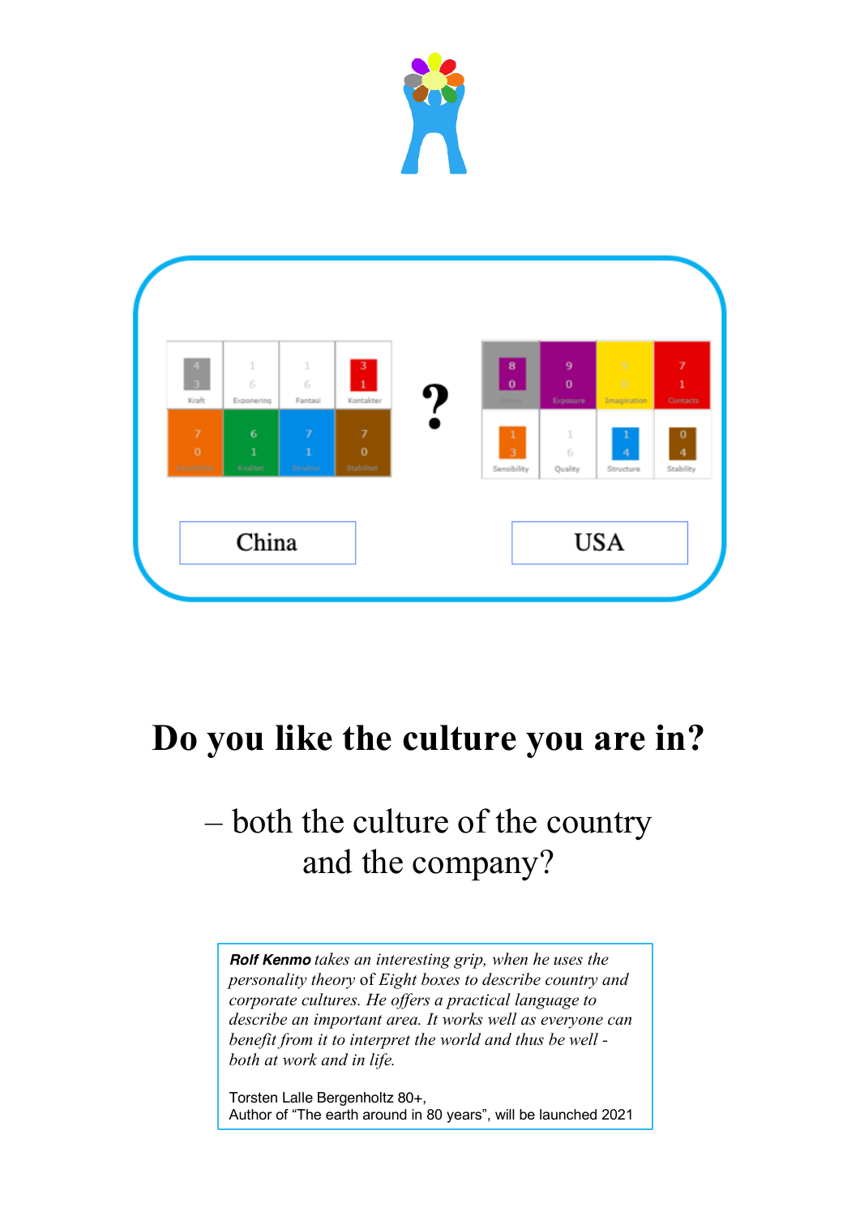| Kraft 43 | Exponering 16 | Fantasi 16 | Kontakter 31 |
| --- | --- | --- | --- |
| Sensibilitet 70 | Kvalitet 61 | Struktur 71 | Stabilitet 70 |

?

| Power 80 | Exposure 90 | Imagination 90 | Contacts 71 |
| --- | --- | --- | --- |
| Sensibility 13 | Quality 16 | Structure 14 | Stability 04 |

China

USA

# Do you like the culture you are in?

## – both the culture of the country and the company?

***Rolf Kenmo** takes an interesting grip, when he uses the personality theory of Eight boxes to describe country and corporate cultures. He offers a practical language to describe an important area. It works well as everyone can benefit from it to interpret the world and thus be well - both at work and in life.*

Torsten Lalle Bergenholtz 80+,
Author of "The earth around in 80 years", will be launched 2021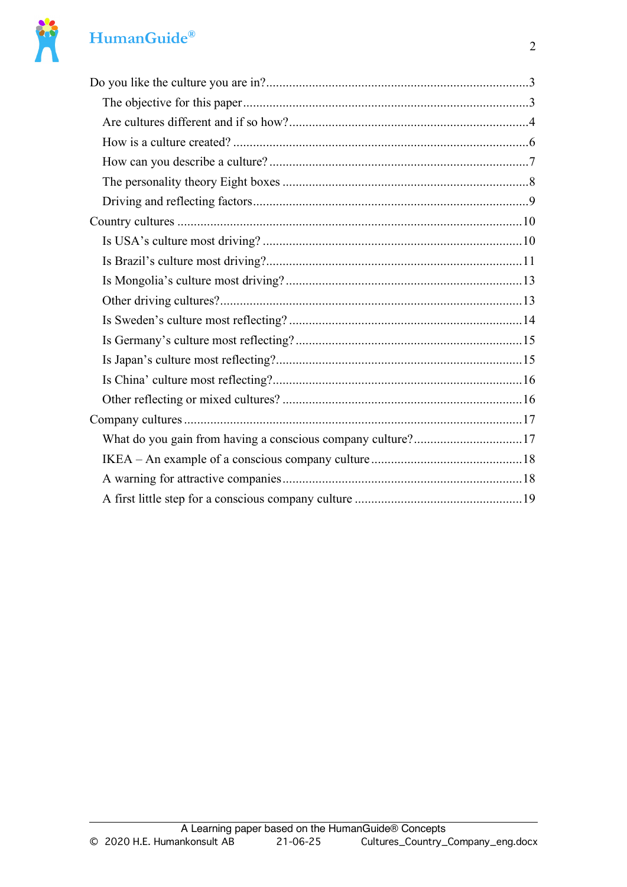Do you like the culture you are in? ... 3

- The objective for this paper ... 3
- Are cultures different and if so how? ... 4
- How is a culture created? ... 6
- How can you describe a culture? ... 7
- The personality theory Eight boxes ... 8
- Driving and reflecting factors ... 9

Country cultures ... 10

- Is USA's culture most driving? ... 10
- Is Brazil's culture most driving? ... 11
- Is Mongolia's culture most driving? ... 13
- Other driving cultures? ... 13
- Is Sweden's culture most reflecting? ... 14
- Is Germany's culture most reflecting? ... 15
- Is Japan's culture most reflecting? ... 15
- Is China' culture most reflecting? ... 16
- Other reflecting or mixed cultures? ... 16

Company cultures ... 17

- What do you gain from having a conscious company culture? ... 17
- IKEA – An example of a conscious company culture ... 18
- A warning for attractive companies ... 18
- A first little step for a conscious company culture ... 19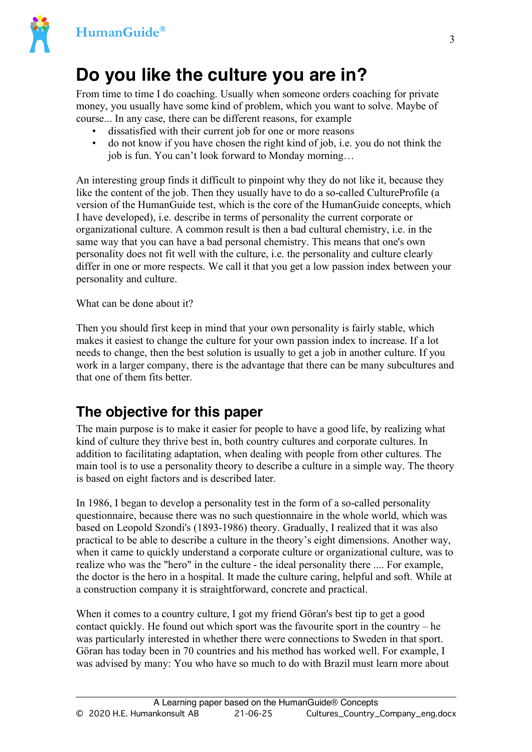# Do you like the culture you are in?

From time to time I do coaching. Usually when someone orders coaching for private money, you usually have some kind of problem, which you want to solve. Maybe of course... In any case, there can be different reasons, for example

- dissatisfied with their current job for one or more reasons
- do not know if you have chosen the right kind of job, i.e. you do not think the job is fun. You can't look forward to Monday morning…

An interesting group finds it difficult to pinpoint why they do not like it, because they like the content of the job. Then they usually have to do a so-called CultureProfile (a version of the HumanGuide test, which is the core of the HumanGuide concepts, which I have developed), i.e. describe in terms of personality the current corporate or organizational culture. A common result is then a bad cultural chemistry, i.e. in the same way that you can have a bad personal chemistry. This means that one's own personality does not fit well with the culture, i.e. the personality and culture clearly differ in one or more respects. We call it that you get a low passion index between your personality and culture.

What can be done about it?

Then you should first keep in mind that your own personality is fairly stable, which makes it easiest to change the culture for your own passion index to increase. If a lot needs to change, then the best solution is usually to get a job in another culture. If you work in a larger company, there is the advantage that there can be many subcultures and that one of them fits better.

## The objective for this paper

The main purpose is to make it easier for people to have a good life, by realizing what kind of culture they thrive best in, both country cultures and corporate cultures. In addition to facilitating adaptation, when dealing with people from other cultures. The main tool is to use a personality theory to describe a culture in a simple way. The theory is based on eight factors and is described later.

In 1986, I began to develop a personality test in the form of a so-called personality questionnaire, because there was no such questionnaire in the whole world, which was based on Leopold Szondi's (1893-1986) theory. Gradually, I realized that it was also practical to be able to describe a culture in the theory's eight dimensions. Another way, when it came to quickly understand a corporate culture or organizational culture, was to realize who was the "hero" in the culture - the ideal personality there .... For example, the doctor is the hero in a hospital. It made the culture caring, helpful and soft. While at a construction company it is straightforward, concrete and practical.

When it comes to a country culture, I got my friend Göran's best tip to get a good contact quickly. He found out which sport was the favourite sport in the country – he was particularly interested in whether there were connections to Sweden in that sport. Göran has today been in 70 countries and his method has worked well. For example, I was advised by many: You who have so much to do with Brazil must learn more about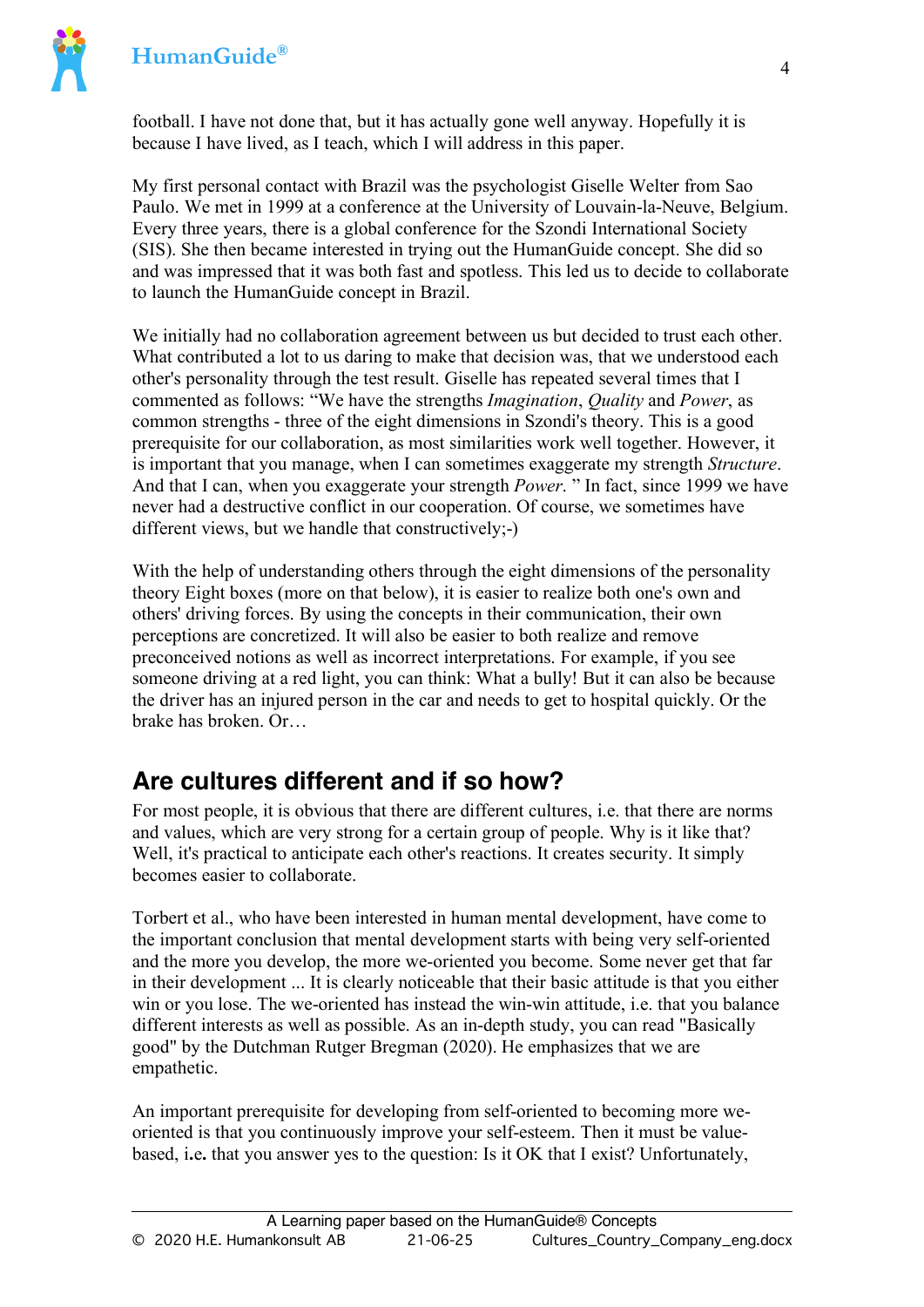football. I have not done that, but it has actually gone well anyway. Hopefully it is because I have lived, as I teach, which I will address in this paper.

My first personal contact with Brazil was the psychologist Giselle Welter from Sao Paulo. We met in 1999 at a conference at the University of Louvain-la-Neuve, Belgium. Every three years, there is a global conference for the Szondi International Society (SIS). She then became interested in trying out the HumanGuide concept. She did so and was impressed that it was both fast and spotless. This led us to decide to collaborate to launch the HumanGuide concept in Brazil.

We initially had no collaboration agreement between us but decided to trust each other. What contributed a lot to us daring to make that decision was, that we understood each other's personality through the test result. Giselle has repeated several times that I commented as follows: "We have the strengths *Imagination*, *Quality* and *Power*, as common strengths - three of the eight dimensions in Szondi's theory. This is a good prerequisite for our collaboration, as most similarities work well together. However, it is important that you manage, when I can sometimes exaggerate my strength *Structure*. And that I can, when you exaggerate your strength *Power*. " In fact, since 1999 we have never had a destructive conflict in our cooperation. Of course, we sometimes have different views, but we handle that constructively;-)

With the help of understanding others through the eight dimensions of the personality theory Eight boxes (more on that below), it is easier to realize both one's own and others' driving forces. By using the concepts in their communication, their own perceptions are concretized. It will also be easier to both realize and remove preconceived notions as well as incorrect interpretations. For example, if you see someone driving at a red light, you can think: What a bully! But it can also be because the driver has an injured person in the car and needs to get to hospital quickly. Or the brake has broken. Or…

## Are cultures different and if so how?

For most people, it is obvious that there are different cultures, i.e. that there are norms and values, which are very strong for a certain group of people. Why is it like that? Well, it's practical to anticipate each other's reactions. It creates security. It simply becomes easier to collaborate.

Torbert et al., who have been interested in human mental development, have come to the important conclusion that mental development starts with being very self-oriented and the more you develop, the more we-oriented you become. Some never get that far in their development ... It is clearly noticeable that their basic attitude is that you either win or you lose. The we-oriented has instead the win-win attitude, i.e. that you balance different interests as well as possible. As an in-depth study, you can read "Basically good" by the Dutchman Rutger Bregman (2020). He emphasizes that we are empathetic.

An important prerequisite for developing from self-oriented to becoming more we-oriented is that you continuously improve your self-esteem. Then it must be value-based, i.e. that you answer yes to the question: Is it OK that I exist? Unfortunately,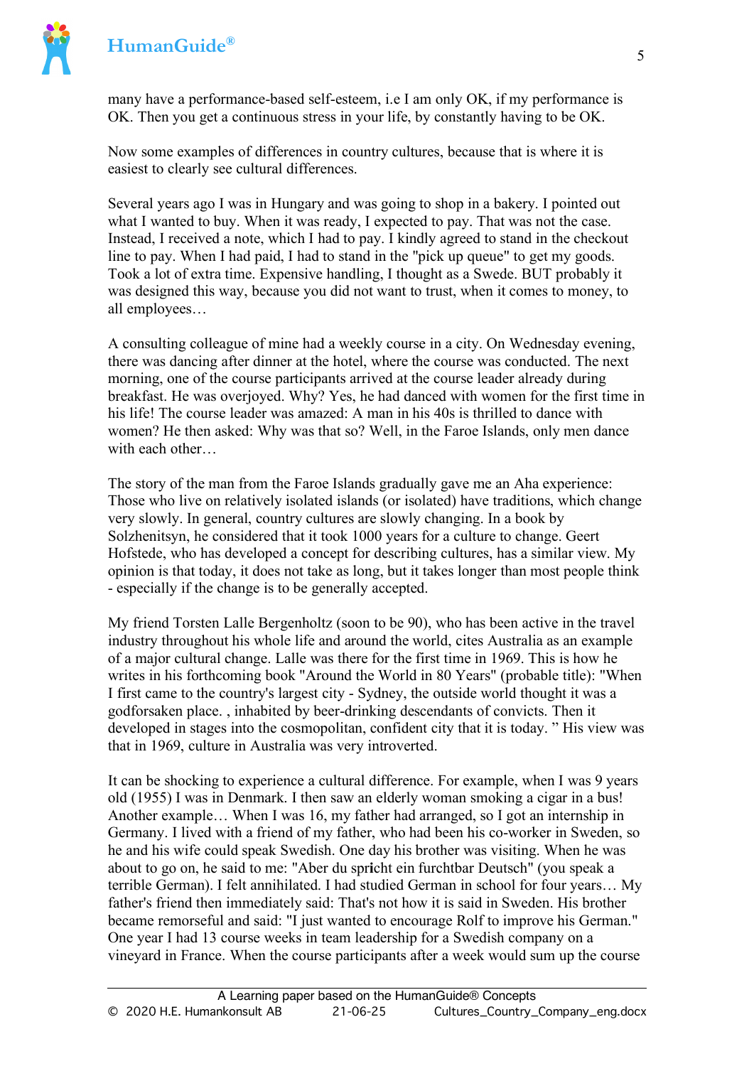many have a performance-based self-esteem, i.e I am only OK, if my performance is OK. Then you get a continuous stress in your life, by constantly having to be OK.

Now some examples of differences in country cultures, because that is where it is easiest to clearly see cultural differences.

Several years ago I was in Hungary and was going to shop in a bakery. I pointed out what I wanted to buy. When it was ready, I expected to pay. That was not the case. Instead, I received a note, which I had to pay. I kindly agreed to stand in the checkout line to pay. When I had paid, I had to stand in the "pick up queue" to get my goods. Took a lot of extra time. Expensive handling, I thought as a Swede. BUT probably it was designed this way, because you did not want to trust, when it comes to money, to all employees…

A consulting colleague of mine had a weekly course in a city. On Wednesday evening, there was dancing after dinner at the hotel, where the course was conducted. The next morning, one of the course participants arrived at the course leader already during breakfast. He was overjoyed. Why? Yes, he had danced with women for the first time in his life! The course leader was amazed: A man in his 40s is thrilled to dance with women? He then asked: Why was that so? Well, in the Faroe Islands, only men dance with each other…

The story of the man from the Faroe Islands gradually gave me an Aha experience: Those who live on relatively isolated islands (or isolated) have traditions, which change very slowly. In general, country cultures are slowly changing. In a book by Solzhenitsyn, he considered that it took 1000 years for a culture to change. Geert Hofstede, who has developed a concept for describing cultures, has a similar view. My opinion is that today, it does not take as long, but it takes longer than most people think - especially if the change is to be generally accepted.

My friend Torsten Lalle Bergenholtz (soon to be 90), who has been active in the travel industry throughout his whole life and around the world, cites Australia as an example of a major cultural change. Lalle was there for the first time in 1969. This is how he writes in his forthcoming book "Around the World in 80 Years" (probable title): "When I first came to the country's largest city - Sydney, the outside world thought it was a godforsaken place. , inhabited by beer-drinking descendants of convicts. Then it developed in stages into the cosmopolitan, confident city that it is today. " His view was that in 1969, culture in Australia was very introverted.

It can be shocking to experience a cultural difference. For example, when I was 9 years old (1955) I was in Denmark. I then saw an elderly woman smoking a cigar in a bus! Another example… When I was 16, my father had arranged, so I got an internship in Germany. I lived with a friend of my father, who had been his co-worker in Sweden, so he and his wife could speak Swedish. One day his brother was visiting. When he was about to go on, he said to me: "Aber du spricht ein furchtbar Deutsch" (you speak a terrible German). I felt annihilated. I had studied German in school for four years… My father's friend then immediately said: That's not how it is said in Sweden. His brother became remorseful and said: "I just wanted to encourage Rolf to improve his German." One year I had 13 course weeks in team leadership for a Swedish company on a vineyard in France. When the course participants after a week would sum up the course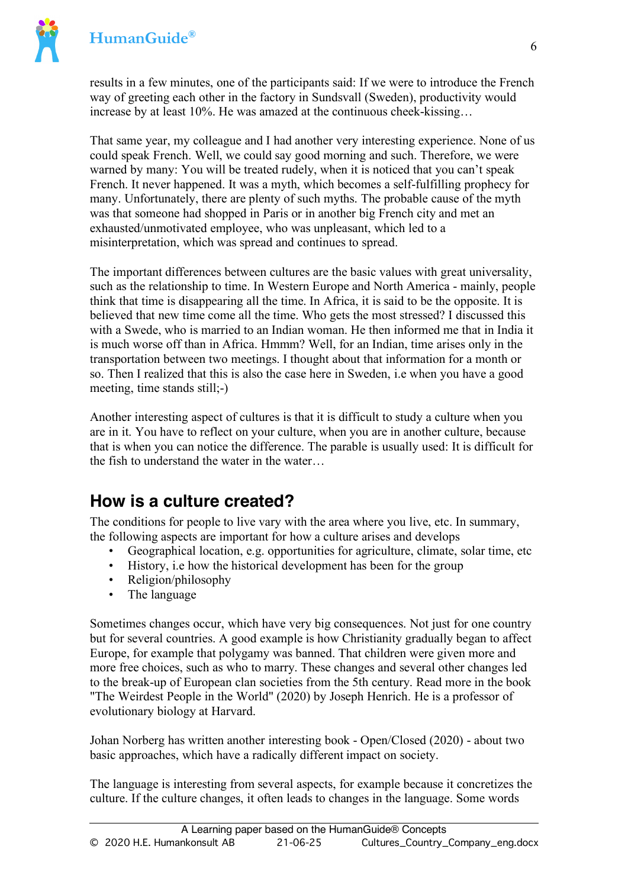results in a few minutes, one of the participants said: If we were to introduce the French way of greeting each other in the factory in Sundsvall (Sweden), productivity would increase by at least 10%. He was amazed at the continuous cheek-kissing…

That same year, my colleague and I had another very interesting experience. None of us could speak French. Well, we could say good morning and such. Therefore, we were warned by many: You will be treated rudely, when it is noticed that you can't speak French. It never happened. It was a myth, which becomes a self-fulfilling prophecy for many. Unfortunately, there are plenty of such myths. The probable cause of the myth was that someone had shopped in Paris or in another big French city and met an exhausted/unmotivated employee, who was unpleasant, which led to a misinterpretation, which was spread and continues to spread.

The important differences between cultures are the basic values with great universality, such as the relationship to time. In Western Europe and North America - mainly, people think that time is disappearing all the time. In Africa, it is said to be the opposite. It is believed that new time come all the time. Who gets the most stressed? I discussed this with a Swede, who is married to an Indian woman. He then informed me that in India it is much worse off than in Africa. Hmmm? Well, for an Indian, time arises only in the transportation between two meetings. I thought about that information for a month or so. Then I realized that this is also the case here in Sweden, i.e when you have a good meeting, time stands still;-)

Another interesting aspect of cultures is that it is difficult to study a culture when you are in it. You have to reflect on your culture, when you are in another culture, because that is when you can notice the difference. The parable is usually used: It is difficult for the fish to understand the water in the water…

## How is a culture created?

The conditions for people to live vary with the area where you live, etc. In summary, the following aspects are important for how a culture arises and develops

- Geographical location, e.g. opportunities for agriculture, climate, solar time, etc
- History, i.e how the historical development has been for the group
- Religion/philosophy
- The language

Sometimes changes occur, which have very big consequences. Not just for one country but for several countries. A good example is how Christianity gradually began to affect Europe, for example that polygamy was banned. That children were given more and more free choices, such as who to marry. These changes and several other changes led to the break-up of European clan societies from the 5th century. Read more in the book "The Weirdest People in the World" (2020) by Joseph Henrich. He is a professor of evolutionary biology at Harvard.

Johan Norberg has written another interesting book - Open/Closed (2020) - about two basic approaches, which have a radically different impact on society.

The language is interesting from several aspects, for example because it concretizes the culture. If the culture changes, it often leads to changes in the language. Some words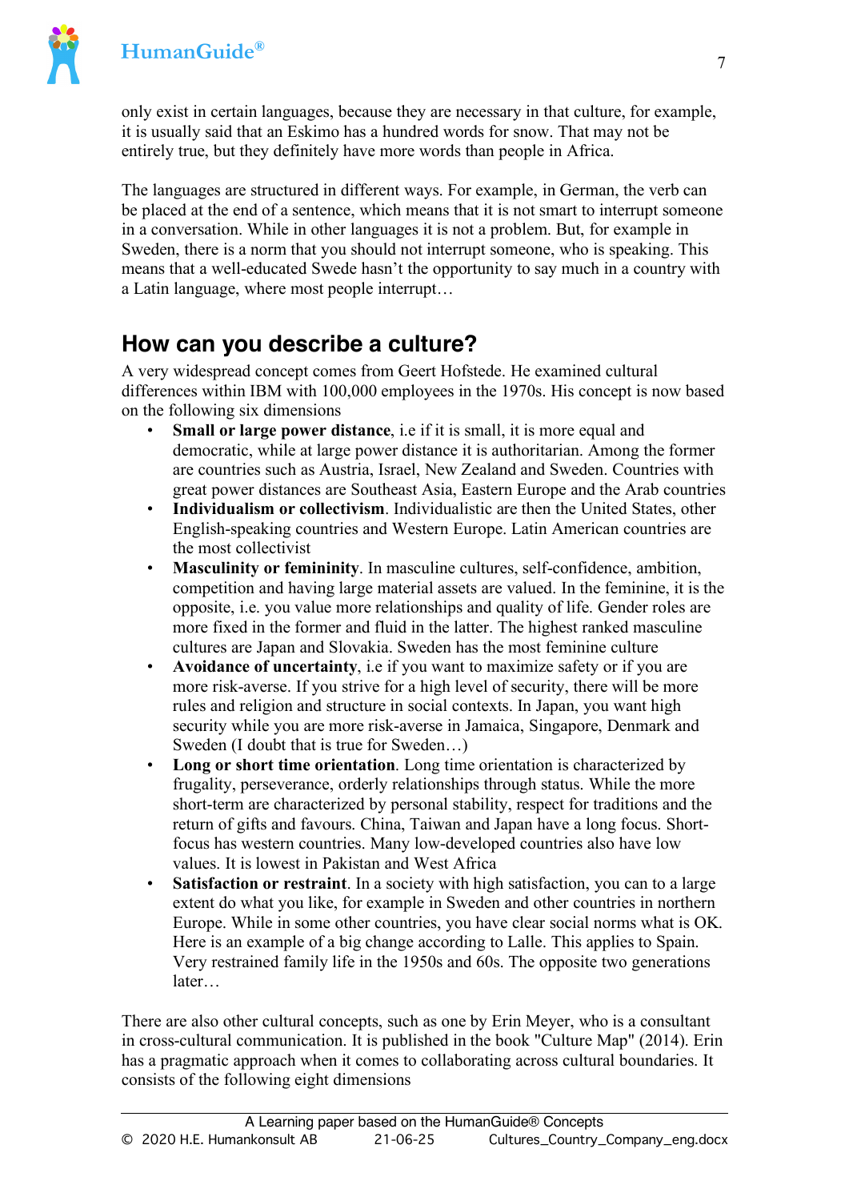only exist in certain languages, because they are necessary in that culture, for example, it is usually said that an Eskimo has a hundred words for snow. That may not be entirely true, but they definitely have more words than people in Africa.

The languages are structured in different ways. For example, in German, the verb can be placed at the end of a sentence, which means that it is not smart to interrupt someone in a conversation. While in other languages it is not a problem. But, for example in Sweden, there is a norm that you should not interrupt someone, who is speaking. This means that a well-educated Swede hasn't the opportunity to say much in a country with a Latin language, where most people interrupt…

## How can you describe a culture?

A very widespread concept comes from Geert Hofstede. He examined cultural differences within IBM with 100,000 employees in the 1970s. His concept is now based on the following six dimensions

- **Small or large power distance**, i.e if it is small, it is more equal and democratic, while at large power distance it is authoritarian. Among the former are countries such as Austria, Israel, New Zealand and Sweden. Countries with great power distances are Southeast Asia, Eastern Europe and the Arab countries
- **Individualism or collectivism**. Individualistic are then the United States, other English-speaking countries and Western Europe. Latin American countries are the most collectivist
- **Masculinity or femininity**. In masculine cultures, self-confidence, ambition, competition and having large material assets are valued. In the feminine, it is the opposite, i.e. you value more relationships and quality of life. Gender roles are more fixed in the former and fluid in the latter. The highest ranked masculine cultures are Japan and Slovakia. Sweden has the most feminine culture
- **Avoidance of uncertainty**, i.e if you want to maximize safety or if you are more risk-averse. If you strive for a high level of security, there will be more rules and religion and structure in social contexts. In Japan, you want high security while you are more risk-averse in Jamaica, Singapore, Denmark and Sweden (I doubt that is true for Sweden…)
- **Long or short time orientation**. Long time orientation is characterized by frugality, perseverance, orderly relationships through status. While the more short-term are characterized by personal stability, respect for traditions and the return of gifts and favours. China, Taiwan and Japan have a long focus. Short-focus has western countries. Many low-developed countries also have low values. It is lowest in Pakistan and West Africa
- **Satisfaction or restraint**. In a society with high satisfaction, you can to a large extent do what you like, for example in Sweden and other countries in northern Europe. While in some other countries, you have clear social norms what is OK. Here is an example of a big change according to Lalle. This applies to Spain. Very restrained family life in the 1950s and 60s. The opposite two generations later…

There are also other cultural concepts, such as one by Erin Meyer, who is a consultant in cross-cultural communication. It is published in the book "Culture Map" (2014). Erin has a pragmatic approach when it comes to collaborating across cultural boundaries. It consists of the following eight dimensions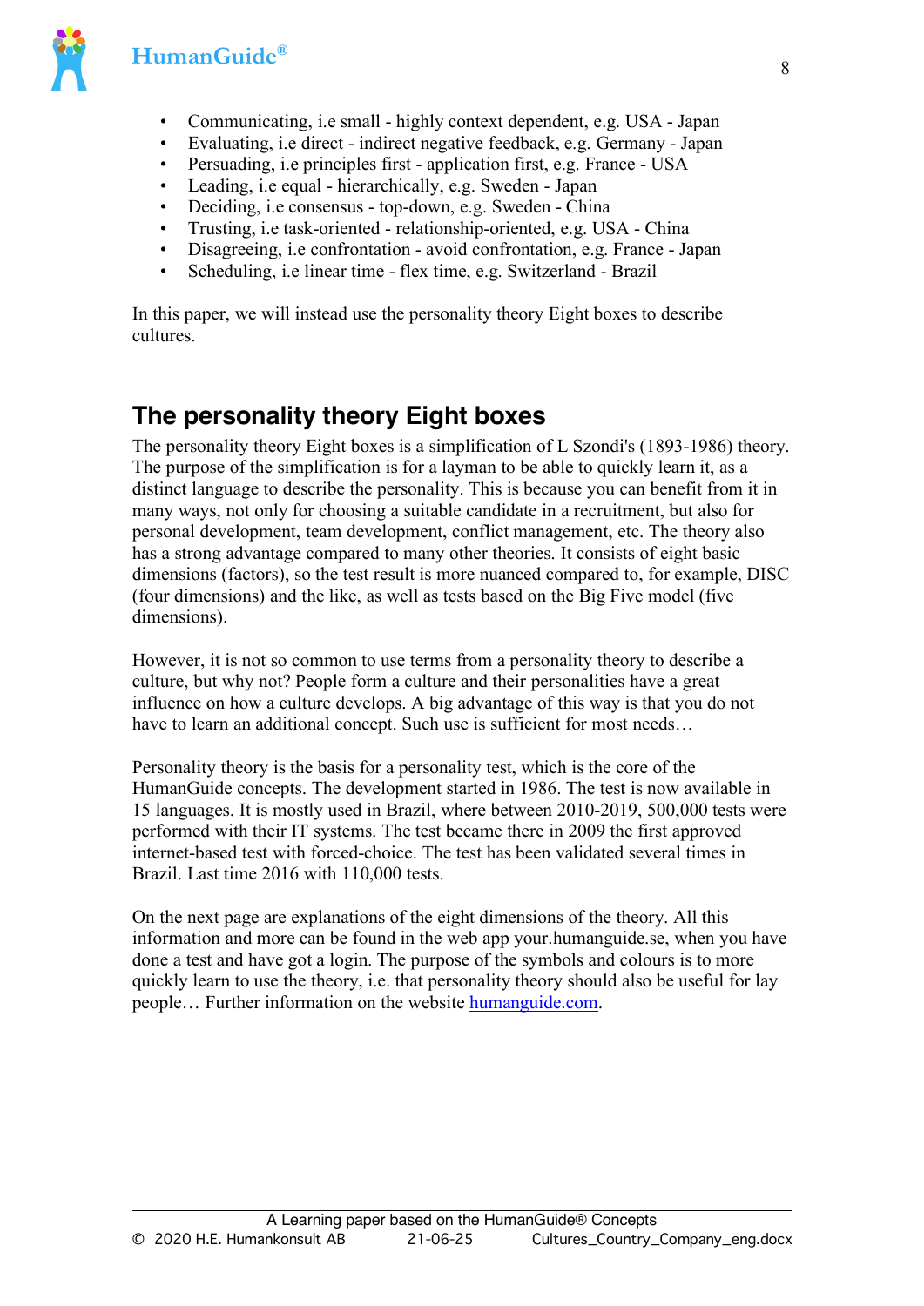- Communicating, i.e small - highly context dependent, e.g. USA - Japan
- Evaluating, i.e direct - indirect negative feedback, e.g. Germany - Japan
- Persuading, i.e principles first - application first, e.g. France - USA
- Leading, i.e equal - hierarchically, e.g. Sweden - Japan
- Deciding, i.e consensus - top-down, e.g. Sweden - China
- Trusting, i.e task-oriented - relationship-oriented, e.g. USA - China
- Disagreeing, i.e confrontation - avoid confrontation, e.g. France - Japan
- Scheduling, i.e linear time - flex time, e.g. Switzerland - Brazil

In this paper, we will instead use the personality theory Eight boxes to describe cultures.

## The personality theory Eight boxes

The personality theory Eight boxes is a simplification of L Szondi's (1893-1986) theory. The purpose of the simplification is for a layman to be able to quickly learn it, as a distinct language to describe the personality. This is because you can benefit from it in many ways, not only for choosing a suitable candidate in a recruitment, but also for personal development, team development, conflict management, etc. The theory also has a strong advantage compared to many other theories. It consists of eight basic dimensions (factors), so the test result is more nuanced compared to, for example, DISC (four dimensions) and the like, as well as tests based on the Big Five model (five dimensions).

However, it is not so common to use terms from a personality theory to describe a culture, but why not? People form a culture and their personalities have a great influence on how a culture develops. A big advantage of this way is that you do not have to learn an additional concept. Such use is sufficient for most needs…

Personality theory is the basis for a personality test, which is the core of the HumanGuide concepts. The development started in 1986. The test is now available in 15 languages. It is mostly used in Brazil, where between 2010-2019, 500,000 tests were performed with their IT systems. The test became there in 2009 the first approved internet-based test with forced-choice. The test has been validated several times in Brazil. Last time 2016 with 110,000 tests.

On the next page are explanations of the eight dimensions of the theory. All this information and more can be found in the web app your.humanguide.se, when you have done a test and have got a login. The purpose of the symbols and colours is to more quickly learn to use the theory, i.e. that personality theory should also be useful for lay people… Further information on the website [humanguide.com](humanguide.com).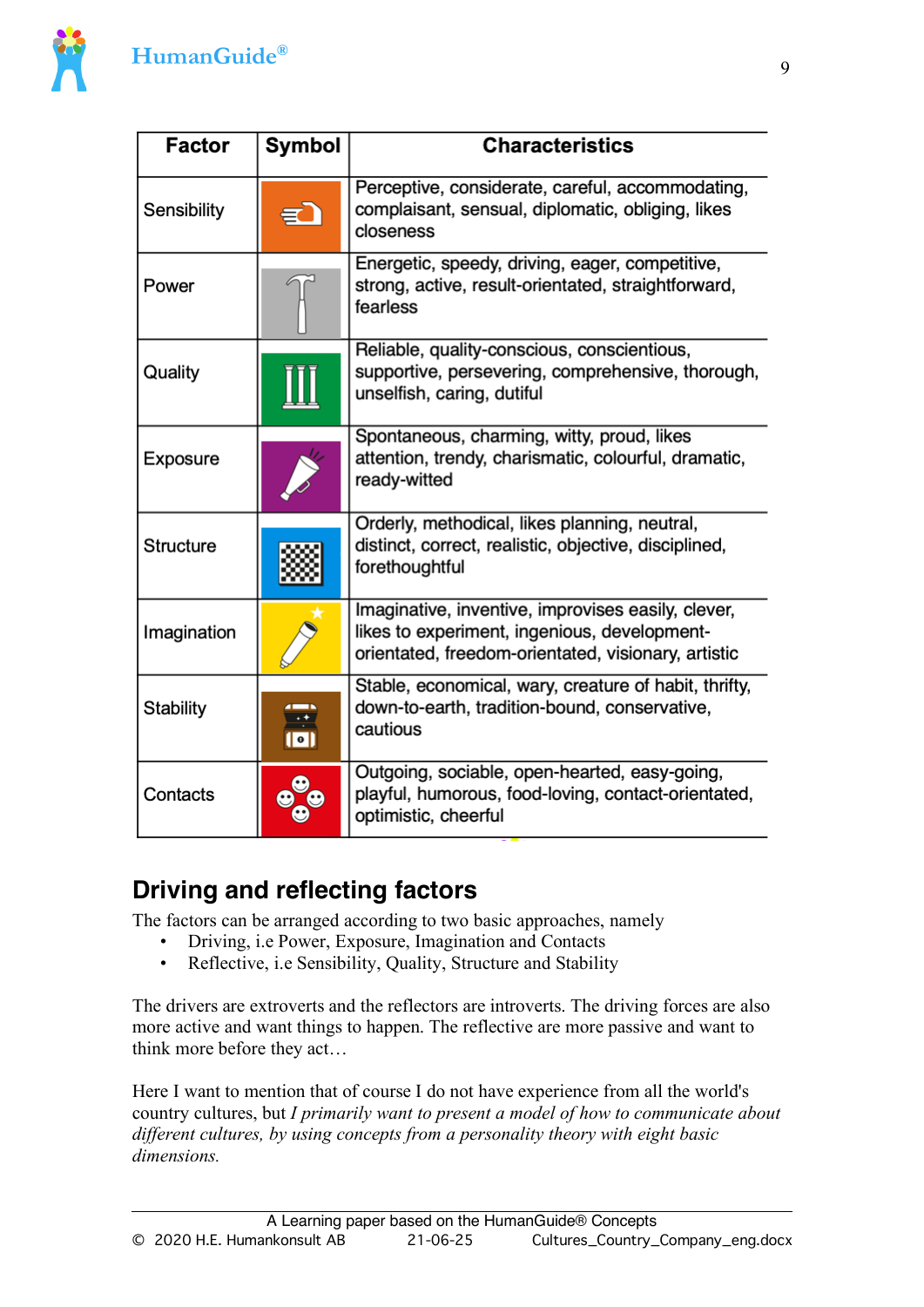| Factor | Symbol | Characteristics |
|---|---|---|
| Sensibility | | Perceptive, considerate, careful, accommodating, complaisant, sensual, diplomatic, obliging, likes closeness |
| Power | | Energetic, speedy, driving, eager, competitive, strong, active, result-orientated, straightforward, fearless |
| Quality | | Reliable, quality-conscious, conscientious, supportive, persevering, comprehensive, thorough, unselfish, caring, dutiful |
| Exposure | | Spontaneous, charming, witty, proud, likes attention, trendy, charismatic, colourful, dramatic, ready-witted |
| Structure | | Orderly, methodical, likes planning, neutral, distinct, correct, realistic, objective, disciplined, forethoughtful |
| Imagination | | Imaginative, inventive, improvises easily, clever, likes to experiment, ingenious, development-orientated, freedom-orientated, visionary, artistic |
| Stability | | Stable, economical, wary, creature of habit, thrifty, down-to-earth, tradition-bound, conservative, cautious |
| Contacts | | Outgoing, sociable, open-hearted, easy-going, playful, humorous, food-loving, contact-orientated, optimistic, cheerful |

## Driving and reflecting factors

The factors can be arranged according to two basic approaches, namely

- Driving, i.e Power, Exposure, Imagination and Contacts
- Reflective, i.e Sensibility, Quality, Structure and Stability

The drivers are extroverts and the reflectors are introverts. The driving forces are also more active and want things to happen. The reflective are more passive and want to think more before they act…

Here I want to mention that of course I do not have experience from all the world's country cultures, but *I primarily want to present a model of how to communicate about different cultures, by using concepts from a personality theory with eight basic dimensions.*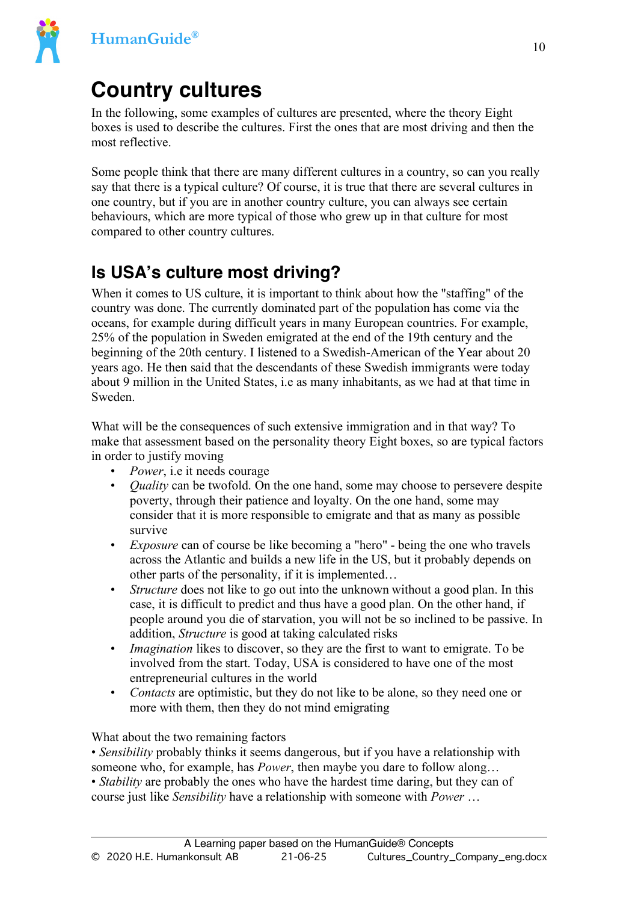# Country cultures

In the following, some examples of cultures are presented, where the theory Eight boxes is used to describe the cultures. First the ones that are most driving and then the most reflective.

Some people think that there are many different cultures in a country, so can you really say that there is a typical culture? Of course, it is true that there are several cultures in one country, but if you are in another country culture, you can always see certain behaviours, which are more typical of those who grew up in that culture for most compared to other country cultures.

## Is USA's culture most driving?

When it comes to US culture, it is important to think about how the "staffing" of the country was done. The currently dominated part of the population has come via the oceans, for example during difficult years in many European countries. For example, 25% of the population in Sweden emigrated at the end of the 19th century and the beginning of the 20th century. I listened to a Swedish-American of the Year about 20 years ago. He then said that the descendants of these Swedish immigrants were today about 9 million in the United States, i.e as many inhabitants, as we had at that time in Sweden.

What will be the consequences of such extensive immigration and in that way? To make that assessment based on the personality theory Eight boxes, so are typical factors in order to justify moving

- *Power*, i.e it needs courage
- *Quality* can be twofold. On the one hand, some may choose to persevere despite poverty, through their patience and loyalty. On the one hand, some may consider that it is more responsible to emigrate and that as many as possible survive
- *Exposure* can of course be like becoming a "hero" - being the one who travels across the Atlantic and builds a new life in the US, but it probably depends on other parts of the personality, if it is implemented…
- *Structure* does not like to go out into the unknown without a good plan. In this case, it is difficult to predict and thus have a good plan. On the other hand, if people around you die of starvation, you will not be so inclined to be passive. In addition, *Structure* is good at taking calculated risks
- *Imagination* likes to discover, so they are the first to want to emigrate. To be involved from the start. Today, USA is considered to have one of the most entrepreneurial cultures in the world
- *Contacts* are optimistic, but they do not like to be alone, so they need one or more with them, then they do not mind emigrating

What about the two remaining factors

• *Sensibility* probably thinks it seems dangerous, but if you have a relationship with someone who, for example, has *Power*, then maybe you dare to follow along…

• *Stability* are probably the ones who have the hardest time daring, but they can of course just like *Sensibility* have a relationship with someone with *Power* …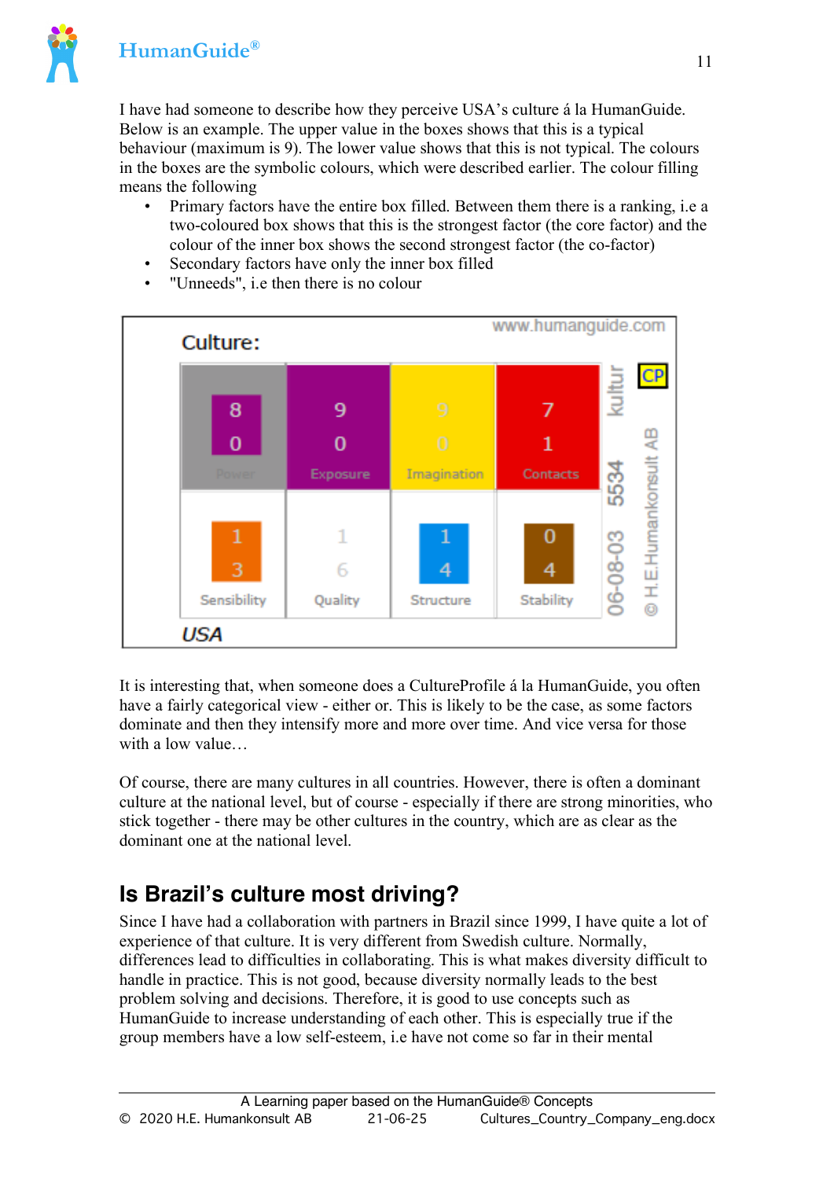I have had someone to describe how they perceive USA's culture á la HumanGuide. Below is an example. The upper value in the boxes shows that this is a typical behaviour (maximum is 9). The lower value shows that this is not typical. The colours in the boxes are the symbolic colours, which were described earlier. The colour filling means the following

- Primary factors have the entire box filled. Between them there is a ranking, i.e a two-coloured box shows that this is the strongest factor (the core factor) and the colour of the inner box shows the second strongest factor (the co-factor)
- Secondary factors have only the inner box filled
- "Unneeds", i.e then there is no colour

www.humanguide.com

**Culture:**

| Power | Exposure | Imagination | Contacts |
|---|---|---|---|
| 8 | 9 | 9 | 7 |
| 0 | 0 | 0 | 1 |

| Sensibility | Quality | Structure | Stability |
|---|---|---|---|
| 1 | 1 | 1 | 0 |
| 3 | 6 | 4 | 4 |

*USA*

kultur 5534 06-08-03 CP © H.E.Humankonsult AB

It is interesting that, when someone does a CultureProfile á la HumanGuide, you often have a fairly categorical view - either or. This is likely to be the case, as some factors dominate and then they intensify more and more over time. And vice versa for those with a low value…

Of course, there are many cultures in all countries. However, there is often a dominant culture at the national level, but of course - especially if there are strong minorities, who stick together - there may be other cultures in the country, which are as clear as the dominant one at the national level.

## Is Brazil's culture most driving?

Since I have had a collaboration with partners in Brazil since 1999, I have quite a lot of experience of that culture. It is very different from Swedish culture. Normally, differences lead to difficulties in collaborating. This is what makes diversity difficult to handle in practice. This is not good, because diversity normally leads to the best problem solving and decisions. Therefore, it is good to use concepts such as HumanGuide to increase understanding of each other. This is especially true if the group members have a low self-esteem, i.e have not come so far in their mental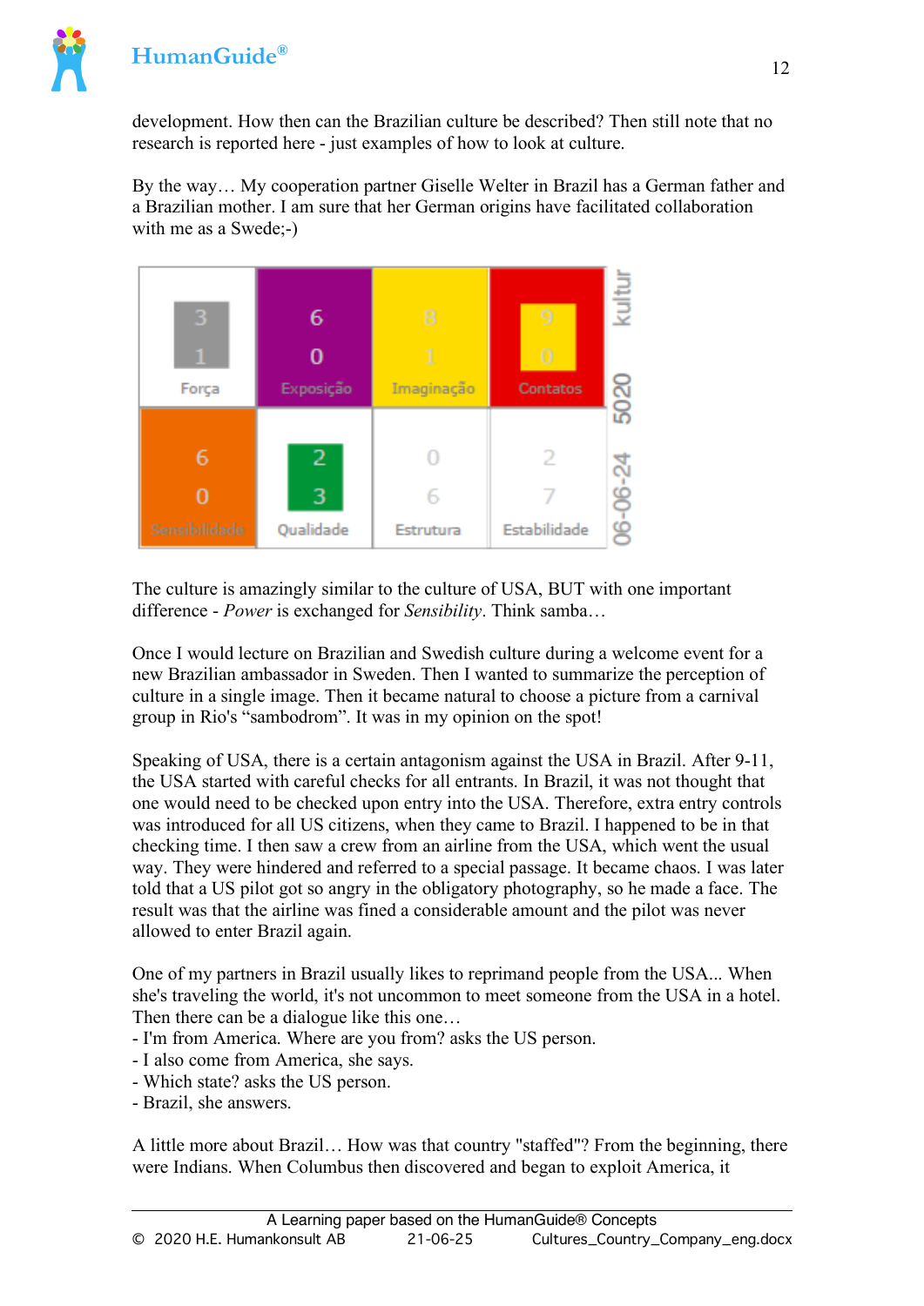development. How then can the Brazilian culture be described? Then still note that no research is reported here - just examples of how to look at culture.

By the way… My cooperation partner Giselle Welter in Brazil has a German father and a Brazilian mother. I am sure that her German origins have facilitated collaboration with me as a Swede;-)

| 3<br>1<br>Força | 6<br>0<br>Exposição | 8<br>1<br>Imaginação | 9<br>0<br>Contatos |
|---|---|---|---|
| 6<br>0<br>Sensibilidade | 2<br>3<br>Qualidade | 0<br>6<br>Estrutura | 2<br>7<br>Estabilidade |

kultur 5020 06-06-24

The culture is amazingly similar to the culture of USA, BUT with one important difference - *Power* is exchanged for *Sensibility*. Think samba…

Once I would lecture on Brazilian and Swedish culture during a welcome event for a new Brazilian ambassador in Sweden. Then I wanted to summarize the perception of culture in a single image. Then it became natural to choose a picture from a carnival group in Rio's "sambodrom". It was in my opinion on the spot!

Speaking of USA, there is a certain antagonism against the USA in Brazil. After 9-11, the USA started with careful checks for all entrants. In Brazil, it was not thought that one would need to be checked upon entry into the USA. Therefore, extra entry controls was introduced for all US citizens, when they came to Brazil. I happened to be in that checking time. I then saw a crew from an airline from the USA, which went the usual way. They were hindered and referred to a special passage. It became chaos. I was later told that a US pilot got so angry in the obligatory photography, so he made a face. The result was that the airline was fined a considerable amount and the pilot was never allowed to enter Brazil again.

One of my partners in Brazil usually likes to reprimand people from the USA... When she's traveling the world, it's not uncommon to meet someone from the USA in a hotel. Then there can be a dialogue like this one…
- I'm from America. Where are you from? asks the US person.
- I also come from America, she says.
- Which state? asks the US person.
- Brazil, she answers.

A little more about Brazil… How was that country "staffed"? From the beginning, there were Indians. When Columbus then discovered and began to exploit America, it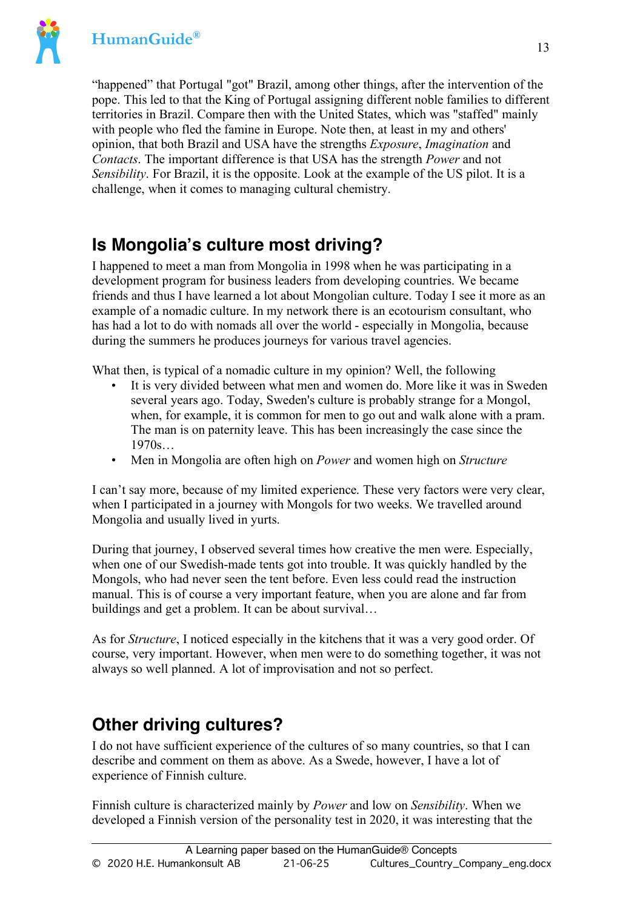“happened” that Portugal "got" Brazil, among other things, after the intervention of the pope. This led to that the King of Portugal assigning different noble families to different territories in Brazil. Compare then with the United States, which was "staffed" mainly with people who fled the famine in Europe. Note then, at least in my and others' opinion, that both Brazil and USA have the strengths *Exposure*, *Imagination* and *Contacts*. The important difference is that USA has the strength *Power* and not *Sensibility*. For Brazil, it is the opposite. Look at the example of the US pilot. It is a challenge, when it comes to managing cultural chemistry.

## Is Mongolia’s culture most driving?

I happened to meet a man from Mongolia in 1998 when he was participating in a development program for business leaders from developing countries. We became friends and thus I have learned a lot about Mongolian culture. Today I see it more as an example of a nomadic culture. In my network there is an ecotourism consultant, who has had a lot to do with nomads all over the world - especially in Mongolia, because during the summers he produces journeys for various travel agencies.

What then, is typical of a nomadic culture in my opinion? Well, the following

- It is very divided between what men and women do. More like it was in Sweden several years ago. Today, Sweden's culture is probably strange for a Mongol, when, for example, it is common for men to go out and walk alone with a pram. The man is on paternity leave. This has been increasingly the case since the 1970s…
- Men in Mongolia are often high on *Power* and women high on *Structure*

I can’t say more, because of my limited experience. These very factors were very clear, when I participated in a journey with Mongols for two weeks. We travelled around Mongolia and usually lived in yurts.

During that journey, I observed several times how creative the men were. Especially, when one of our Swedish-made tents got into trouble. It was quickly handled by the Mongols, who had never seen the tent before. Even less could read the instruction manual. This is of course a very important feature, when you are alone and far from buildings and get a problem. It can be about survival…

As for *Structure*, I noticed especially in the kitchens that it was a very good order. Of course, very important. However, when men were to do something together, it was not always so well planned. A lot of improvisation and not so perfect.

## Other driving cultures?

I do not have sufficient experience of the cultures of so many countries, so that I can describe and comment on them as above. As a Swede, however, I have a lot of experience of Finnish culture.

Finnish culture is characterized mainly by *Power* and low on *Sensibility*. When we developed a Finnish version of the personality test in 2020, it was interesting that the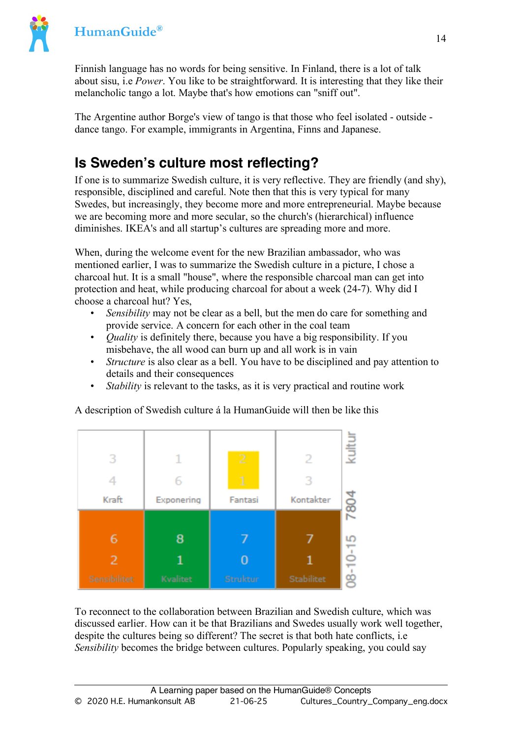Finnish language has no words for being sensitive. In Finland, there is a lot of talk about sisu, i.e *Power*. You like to be straightforward. It is interesting that they like their melancholic tango a lot. Maybe that's how emotions can "sniff out".

The Argentine author Borge's view of tango is that those who feel isolated - outside - dance tango. For example, immigrants in Argentina, Finns and Japanese.

## Is Sweden's culture most reflecting?

If one is to summarize Swedish culture, it is very reflective. They are friendly (and shy), responsible, disciplined and careful. Note then that this is very typical for many Swedes, but increasingly, they become more and more entrepreneurial. Maybe because we are becoming more and more secular, so the church's (hierarchical) influence diminishes. IKEA's and all startup's cultures are spreading more and more.

When, during the welcome event for the new Brazilian ambassador, who was mentioned earlier, I was to summarize the Swedish culture in a picture, I chose a charcoal hut. It is a small "house", where the responsible charcoal man can get into protection and heat, while producing charcoal for about a week (24-7). Why did I choose a charcoal hut? Yes,

- *Sensibility* may not be clear as a bell, but the men do care for something and provide service. A concern for each other in the coal team
- *Quality* is definitely there, because you have a big responsibility. If you misbehave, the all wood can burn up and all work is in vain
- *Structure* is also clear as a bell. You have to be disciplined and pay attention to details and their consequences
- *Stability* is relevant to the tasks, as it is very practical and routine work

A description of Swedish culture á la HumanGuide will then be like this

| Kraft | Exponering | Fantasi | Kontakter |
|---|---|---|---|
| 3 | 1 | 2 | 2 |
| 4 | 6 | 1 | 3 |
| **Sensibilitet** | **Kvalitet** | **Struktur** | **Stabilitet** |
| 6 | 8 | 7 | 7 |
| 2 | 1 | 0 | 1 |

kultur 7804 08-10-15

To reconnect to the collaboration between Brazilian and Swedish culture, which was discussed earlier. How can it be that Brazilians and Swedes usually work well together, despite the cultures being so different? The secret is that both hate conflicts, i.e *Sensibility* becomes the bridge between cultures. Popularly speaking, you could say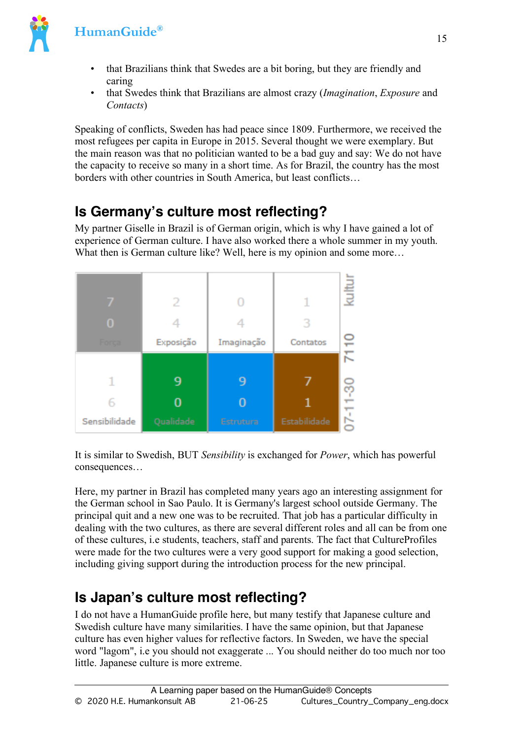- that Brazilians think that Swedes are a bit boring, but they are friendly and caring
- that Swedes think that Brazilians are almost crazy (*Imagination*, *Exposure* and *Contacts*)

Speaking of conflicts, Sweden has had peace since 1809. Furthermore, we received the most refugees per capita in Europe in 2015. Several thought we were exemplary. But the main reason was that no politician wanted to be a bad guy and say: We do not have the capacity to receive so many in a short time. As for Brazil, the country has the most borders with other countries in South America, but least conflicts…

## Is Germany's culture most reflecting?

My partner Giselle in Brazil is of German origin, which is why I have gained a lot of experience of German culture. I have also worked there a whole summer in my youth. What then is German culture like? Well, here is my opinion and some more…

| Força | Exposição | Imaginação | Contatos |
|---|---|---|---|
| 70 | 24 | 04 | 13 |
| **Sensibilidade** | **Qualidade** | **Estrutura** | **Estabilidade** |
| 16 | 90 | 90 | 71 |

kultur 7110 07-11-30

It is similar to Swedish, BUT *Sensibility* is exchanged for *Power*, which has powerful consequences…

Here, my partner in Brazil has completed many years ago an interesting assignment for the German school in Sao Paulo. It is Germany's largest school outside Germany. The principal quit and a new one was to be recruited. That job has a particular difficulty in dealing with the two cultures, as there are several different roles and all can be from one of these cultures, i.e students, teachers, staff and parents. The fact that CultureProfiles were made for the two cultures were a very good support for making a good selection, including giving support during the introduction process for the new principal.

## Is Japan's culture most reflecting?

I do not have a HumanGuide profile here, but many testify that Japanese culture and Swedish culture have many similarities. I have the same opinion, but that Japanese culture has even higher values for reflective factors. In Sweden, we have the special word "lagom", i.e you should not exaggerate ... You should neither do too much nor too little. Japanese culture is more extreme.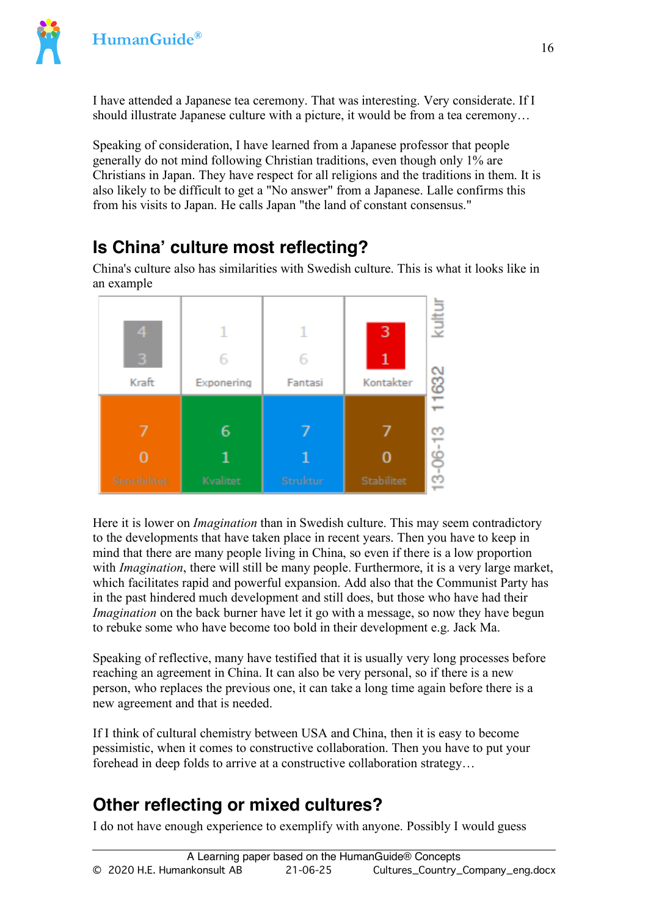I have attended a Japanese tea ceremony. That was interesting. Very considerate. If I should illustrate Japanese culture with a picture, it would be from a tea ceremony…

Speaking of consideration, I have learned from a Japanese professor that people generally do not mind following Christian traditions, even though only 1% are Christians in Japan. They have respect for all religions and the traditions in them. It is also likely to be difficult to get a "No answer" from a Japanese. Lalle confirms this from his visits to Japan. He calls Japan "the land of constant consensus."

## Is China' culture most reflecting?

China's culture also has similarities with Swedish culture. This is what it looks like in an example

| Kraft | Exponering | Fantasi | Kontakter |
|---|---|---|---|
| 4 3 | 1 6 | 1 6 | 3 1 |
| **Sensibilitet** | **Kvalitet** | **Struktur** | **Stabilitet** |
| 7 0 | 6 1 | 7 1 | 7 0 |

13-06-13 11632 kultur

Here it is lower on *Imagination* than in Swedish culture. This may seem contradictory to the developments that have taken place in recent years. Then you have to keep in mind that there are many people living in China, so even if there is a low proportion with *Imagination*, there will still be many people. Furthermore, it is a very large market, which facilitates rapid and powerful expansion. Add also that the Communist Party has in the past hindered much development and still does, but those who have had their *Imagination* on the back burner have let it go with a message, so now they have begun to rebuke some who have become too bold in their development e.g. Jack Ma.

Speaking of reflective, many have testified that it is usually very long processes before reaching an agreement in China. It can also be very personal, so if there is a new person, who replaces the previous one, it can take a long time again before there is a new agreement and that is needed.

If I think of cultural chemistry between USA and China, then it is easy to become pessimistic, when it comes to constructive collaboration. Then you have to put your forehead in deep folds to arrive at a constructive collaboration strategy…

## Other reflecting or mixed cultures?

I do not have enough experience to exemplify with anyone. Possibly I would guess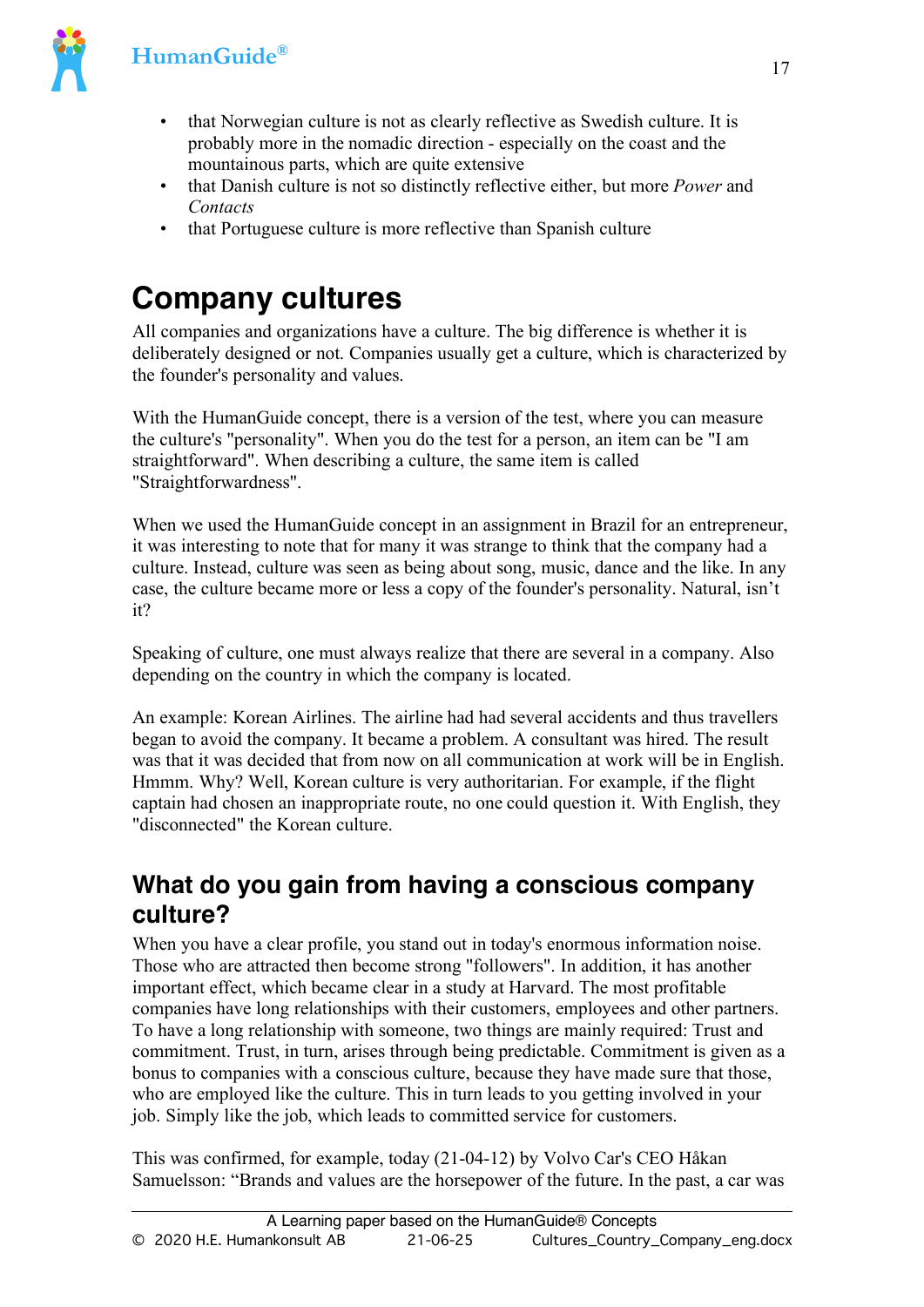- that Norwegian culture is not as clearly reflective as Swedish culture. It is probably more in the nomadic direction - especially on the coast and the mountainous parts, which are quite extensive
- that Danish culture is not so distinctly reflective either, but more *Power* and *Contacts*
- that Portuguese culture is more reflective than Spanish culture

# Company cultures

All companies and organizations have a culture. The big difference is whether it is deliberately designed or not. Companies usually get a culture, which is characterized by the founder's personality and values.

With the HumanGuide concept, there is a version of the test, where you can measure the culture's "personality". When you do the test for a person, an item can be "I am straightforward". When describing a culture, the same item is called "Straightforwardness".

When we used the HumanGuide concept in an assignment in Brazil for an entrepreneur, it was interesting to note that for many it was strange to think that the company had a culture. Instead, culture was seen as being about song, music, dance and the like. In any case, the culture became more or less a copy of the founder's personality. Natural, isn't it?

Speaking of culture, one must always realize that there are several in a company. Also depending on the country in which the company is located.

An example: Korean Airlines. The airline had had several accidents and thus travellers began to avoid the company. It became a problem. A consultant was hired. The result was that it was decided that from now on all communication at work will be in English. Hmmm. Why? Well, Korean culture is very authoritarian. For example, if the flight captain had chosen an inappropriate route, no one could question it. With English, they "disconnected" the Korean culture.

## What do you gain from having a conscious company culture?

When you have a clear profile, you stand out in today's enormous information noise. Those who are attracted then become strong "followers". In addition, it has another important effect, which became clear in a study at Harvard. The most profitable companies have long relationships with their customers, employees and other partners. To have a long relationship with someone, two things are mainly required: Trust and commitment. Trust, in turn, arises through being predictable. Commitment is given as a bonus to companies with a conscious culture, because they have made sure that those, who are employed like the culture. This in turn leads to you getting involved in your job. Simply like the job, which leads to committed service for customers.

This was confirmed, for example, today (21-04-12) by Volvo Car's CEO Håkan Samuelsson: "Brands and values are the horsepower of the future. In the past, a car was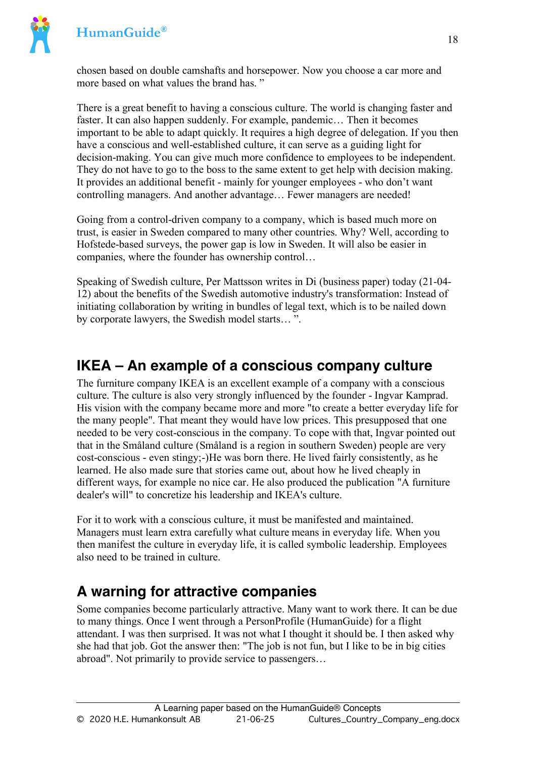chosen based on double camshafts and horsepower. Now you choose a car more and more based on what values the brand has. "

There is a great benefit to having a conscious culture. The world is changing faster and faster. It can also happen suddenly. For example, pandemic… Then it becomes important to be able to adapt quickly. It requires a high degree of delegation. If you then have a conscious and well-established culture, it can serve as a guiding light for decision-making. You can give much more confidence to employees to be independent. They do not have to go to the boss to the same extent to get help with decision making. It provides an additional benefit - mainly for younger employees - who don't want controlling managers. And another advantage… Fewer managers are needed!

Going from a control-driven company to a company, which is based much more on trust, is easier in Sweden compared to many other countries. Why? Well, according to Hofstede-based surveys, the power gap is low in Sweden. It will also be easier in companies, where the founder has ownership control…

Speaking of Swedish culture, Per Mattsson writes in Di (business paper) today (21-04-12) about the benefits of the Swedish automotive industry's transformation: Instead of initiating collaboration by writing in bundles of legal text, which is to be nailed down by corporate lawyers, the Swedish model starts… ".

## IKEA – An example of a conscious company culture

The furniture company IKEA is an excellent example of a company with a conscious culture. The culture is also very strongly influenced by the founder - Ingvar Kamprad. His vision with the company became more and more "to create a better everyday life for the many people". That meant they would have low prices. This presupposed that one needed to be very cost-conscious in the company. To cope with that, Ingvar pointed out that in the Småland culture (Småland is a region in southern Sweden) people are very cost-conscious - even stingy;-)He was born there. He lived fairly consistently, as he learned. He also made sure that stories came out, about how he lived cheaply in different ways, for example no nice car. He also produced the publication "A furniture dealer's will" to concretize his leadership and IKEA's culture.

For it to work with a conscious culture, it must be manifested and maintained. Managers must learn extra carefully what culture means in everyday life. When you then manifest the culture in everyday life, it is called symbolic leadership. Employees also need to be trained in culture.

## A warning for attractive companies

Some companies become particularly attractive. Many want to work there. It can be due to many things. Once I went through a PersonProfile (HumanGuide) for a flight attendant. I was then surprised. It was not what I thought it should be. I then asked why she had that job. Got the answer then: "The job is not fun, but I like to be in big cities abroad". Not primarily to provide service to passengers…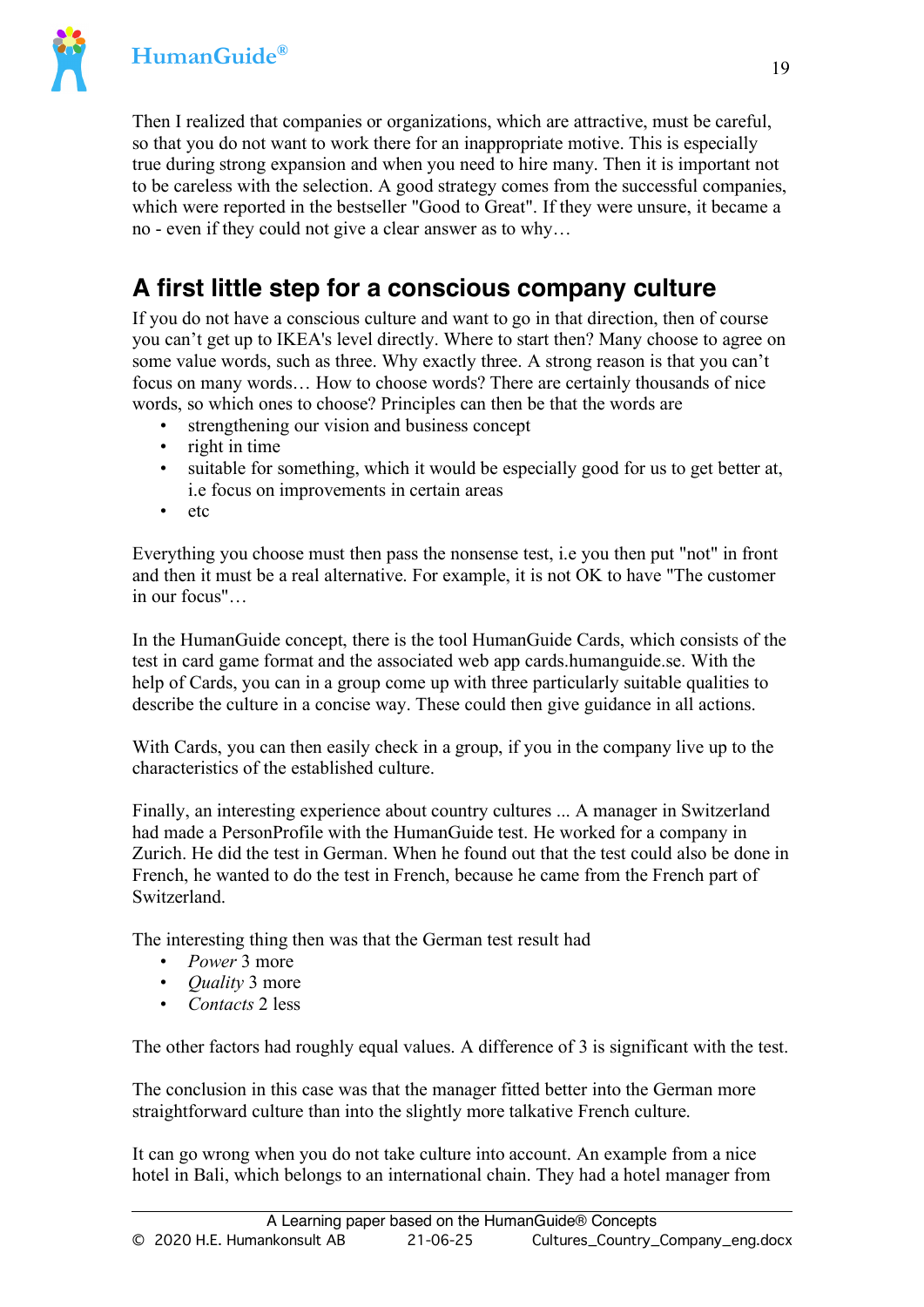Then I realized that companies or organizations, which are attractive, must be careful, so that you do not want to work there for an inappropriate motive. This is especially true during strong expansion and when you need to hire many. Then it is important not to be careless with the selection. A good strategy comes from the successful companies, which were reported in the bestseller "Good to Great". If they were unsure, it became a no - even if they could not give a clear answer as to why…

## A first little step for a conscious company culture

If you do not have a conscious culture and want to go in that direction, then of course you can't get up to IKEA's level directly. Where to start then? Many choose to agree on some value words, such as three. Why exactly three. A strong reason is that you can't focus on many words… How to choose words? There are certainly thousands of nice words, so which ones to choose? Principles can then be that the words are

- strengthening our vision and business concept
- right in time
- suitable for something, which it would be especially good for us to get better at, i.e focus on improvements in certain areas
- etc

Everything you choose must then pass the nonsense test, i.e you then put "not" in front and then it must be a real alternative. For example, it is not OK to have "The customer in our focus"…

In the HumanGuide concept, there is the tool HumanGuide Cards, which consists of the test in card game format and the associated web app cards.humanguide.se. With the help of Cards, you can in a group come up with three particularly suitable qualities to describe the culture in a concise way. These could then give guidance in all actions.

With Cards, you can then easily check in a group, if you in the company live up to the characteristics of the established culture.

Finally, an interesting experience about country cultures ... A manager in Switzerland had made a PersonProfile with the HumanGuide test. He worked for a company in Zurich. He did the test in German. When he found out that the test could also be done in French, he wanted to do the test in French, because he came from the French part of Switzerland.

The interesting thing then was that the German test result had

- *Power* 3 more
- *Quality* 3 more
- *Contacts* 2 less

The other factors had roughly equal values. A difference of 3 is significant with the test.

The conclusion in this case was that the manager fitted better into the German more straightforward culture than into the slightly more talkative French culture.

It can go wrong when you do not take culture into account. An example from a nice hotel in Bali, which belongs to an international chain. They had a hotel manager from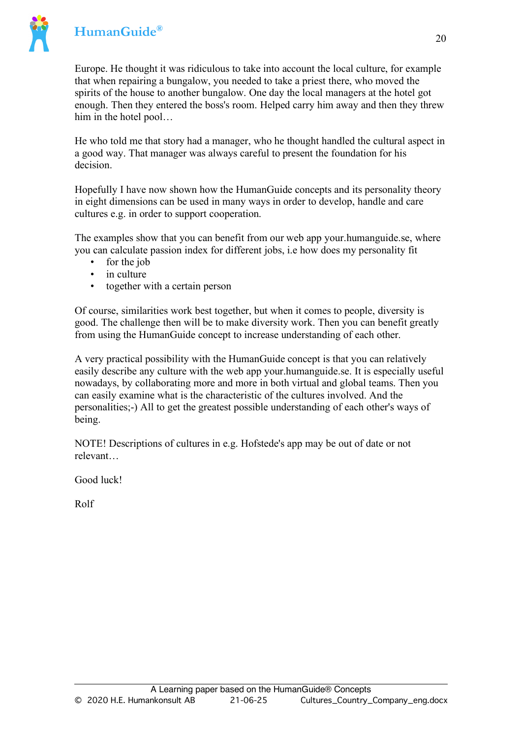Europe. He thought it was ridiculous to take into account the local culture, for example that when repairing a bungalow, you needed to take a priest there, who moved the spirits of the house to another bungalow. One day the local managers at the hotel got enough. Then they entered the boss's room. Helped carry him away and then they threw him in the hotel pool…

He who told me that story had a manager, who he thought handled the cultural aspect in a good way. That manager was always careful to present the foundation for his decision.

Hopefully I have now shown how the HumanGuide concepts and its personality theory in eight dimensions can be used in many ways in order to develop, handle and care cultures e.g. in order to support cooperation.

The examples show that you can benefit from our web app your.humanguide.se, where you can calculate passion index for different jobs, i.e how does my personality fit

- for the job
- in culture
- together with a certain person

Of course, similarities work best together, but when it comes to people, diversity is good. The challenge then will be to make diversity work. Then you can benefit greatly from using the HumanGuide concept to increase understanding of each other.

A very practical possibility with the HumanGuide concept is that you can relatively easily describe any culture with the web app your.humanguide.se. It is especially useful nowadays, by collaborating more and more in both virtual and global teams. Then you can easily examine what is the characteristic of the cultures involved. And the personalities;-) All to get the greatest possible understanding of each other's ways of being.

NOTE! Descriptions of cultures in e.g. Hofstede's app may be out of date or not relevant…

Good luck!

Rolf